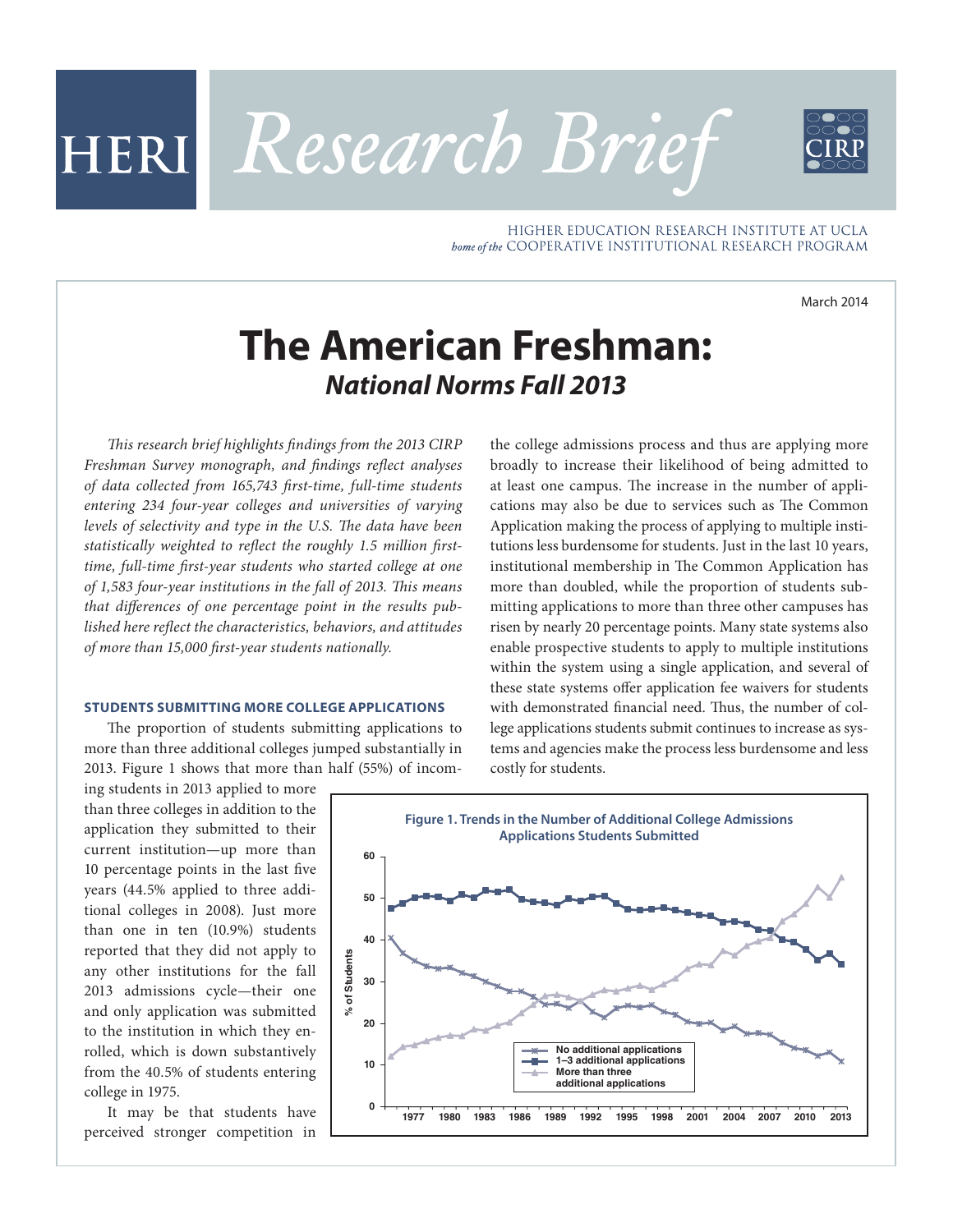HERI *Research Brief*

HIGHER EDUCATION RESEARCH INSTITUTE AT UCLA
*home of the* COOPERATIVE INSTITUTIONAL RESEARCH PROGRAM

March 2014

# The American Freshman:
## *National Norms Fall 2013*

*This research brief highlights findings from the 2013 CIRP Freshman Survey monograph, and findings reflect analyses of data collected from 165,743 first-time, full-time students entering 234 four-year colleges and universities of varying levels of selectivity and type in the U.S. The data have been statistically weighted to reflect the roughly 1.5 million first-time, full-time first-year students who started college at one of 1,583 four-year institutions in the fall of 2013. This means that differences of one percentage point in the results published here reflect the characteristics, behaviors, and attitudes of more than 15,000 first-year students nationally.*

### STUDENTS SUBMITTING MORE COLLEGE APPLICATIONS

The proportion of students submitting applications to more than three additional colleges jumped substantially in 2013. Figure 1 shows that more than half (55%) of incoming students in 2013 applied to more than three colleges in addition to the application they submitted to their current institution—up more than 10 percentage points in the last five years (44.5% applied to three additional colleges in 2008). Just more than one in ten (10.9%) students reported that they did not apply to any other institutions for the fall 2013 admissions cycle—their one and only application was submitted to the institution in which they enrolled, which is down substantively from the 40.5% of students entering college in 1975.

It may be that students have perceived stronger competition in the college admissions process and thus are applying more broadly to increase their likelihood of being admitted to at least one campus. The increase in the number of applications may also be due to services such as The Common Application making the process of applying to multiple institutions less burdensome for students. Just in the last 10 years, institutional membership in The Common Application has more than doubled, while the proportion of students submitting applications to more than three other campuses has risen by nearly 20 percentage points. Many state systems also enable prospective students to apply to multiple institutions within the system using a single application, and several of these state systems offer application fee waivers for students with demonstrated financial need. Thus, the number of college applications students submit continues to increase as systems and agencies make the process less burdensome and less costly for students.

**Figure 1. Trends in the Number of Additional College Admissions Applications Students Submitted**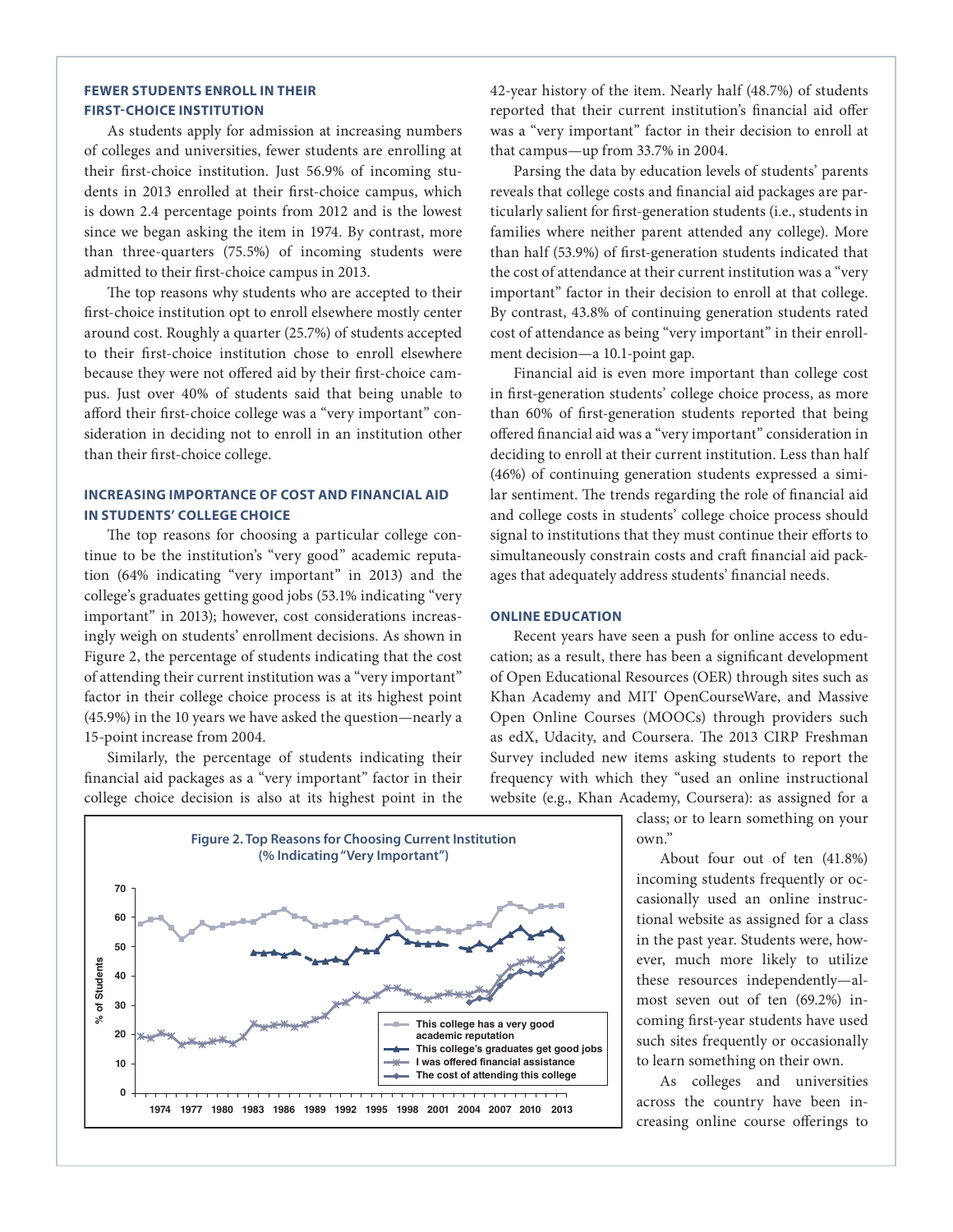## FEWER STUDENTS ENROLL IN THEIR FIRST-CHOICE INSTITUTION

As students apply for admission at increasing numbers of colleges and universities, fewer students are enrolling at their first-choice institution. Just 56.9% of incoming students in 2013 enrolled at their first-choice campus, which is down 2.4 percentage points from 2012 and is the lowest since we began asking the item in 1974. By contrast, more than three-quarters (75.5%) of incoming students were admitted to their first-choice campus in 2013.

The top reasons why students who are accepted to their first-choice institution opt to enroll elsewhere mostly center around cost. Roughly a quarter (25.7%) of students accepted to their first-choice institution chose to enroll elsewhere because they were not offered aid by their first-choice campus. Just over 40% of students said that being unable to afford their first-choice college was a "very important" consideration in deciding not to enroll in an institution other than their first-choice college.

## INCREASING IMPORTANCE OF COST AND FINANCIAL AID IN STUDENTS' COLLEGE CHOICE

The top reasons for choosing a particular college continue to be the institution's "very good" academic reputation (64% indicating "very important" in 2013) and the college's graduates getting good jobs (53.1% indicating "very important" in 2013); however, cost considerations increasingly weigh on students' enrollment decisions. As shown in Figure 2, the percentage of students indicating that the cost of attending their current institution was a "very important" factor in their college choice process is at its highest point (45.9%) in the 10 years we have asked the question—nearly a 15-point increase from 2004.

Similarly, the percentage of students indicating their financial aid packages as a "very important" factor in their college choice decision is also at its highest point in the 42-year history of the item. Nearly half (48.7%) of students reported that their current institution's financial aid offer was a "very important" factor in their decision to enroll at that campus—up from 33.7% in 2004.

Parsing the data by education levels of students' parents reveals that college costs and financial aid packages are particularly salient for first-generation students (i.e., students in families where neither parent attended any college). More than half (53.9%) of first-generation students indicated that the cost of attendance at their current institution was a "very important" factor in their decision to enroll at that college. By contrast, 43.8% of continuing generation students rated cost of attendance as being "very important" in their enrollment decision—a 10.1-point gap.

Financial aid is even more important than college cost in first-generation students' college choice process, as more than 60% of first-generation students reported that being offered financial aid was a "very important" consideration in deciding to enroll at their current institution. Less than half (46%) of continuing generation students expressed a similar sentiment. The trends regarding the role of financial aid and college costs in students' college choice process should signal to institutions that they must continue their efforts to simultaneously constrain costs and craft financial aid packages that adequately address students' financial needs.

**Figure 2. Top Reasons for Choosing Current Institution (% Indicating "Very Important")**

Legend: This college has a very good academic reputation; This college's graduates get good jobs; I was offered financial assistance; The cost of attending this college

## ONLINE EDUCATION

Recent years have seen a push for online access to education; as a result, there has been a significant development of Open Educational Resources (OER) through sites such as Khan Academy and MIT OpenCourseWare, and Massive Open Online Courses (MOOCs) through providers such as edX, Udacity, and Coursera. The 2013 CIRP Freshman Survey included new items asking students to report the frequency with which they "used an online instructional website (e.g., Khan Academy, Coursera): as assigned for a class; or to learn something on your own."

About four out of ten (41.8%) incoming students frequently or occasionally used an online instructional website as assigned for a class in the past year. Students were, however, much more likely to utilize these resources independently—almost seven out of ten (69.2%) incoming first-year students have used such sites frequently or occasionally to learn something on their own.

As colleges and universities across the country have been increasing online course offerings to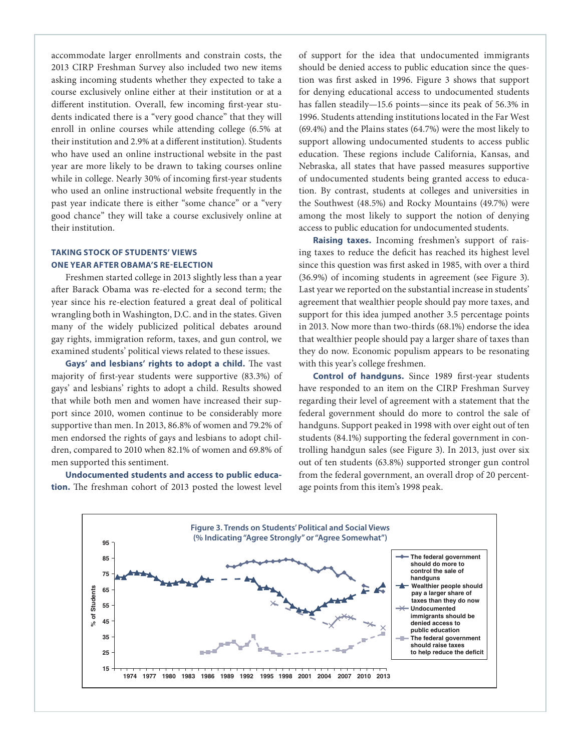accommodate larger enrollments and constrain costs, the 2013 CIRP Freshman Survey also included two new items asking incoming students whether they expected to take a course exclusively online either at their institution or at a different institution. Overall, few incoming first-year students indicated there is a "very good chance" that they will enroll in online courses while attending college (6.5% at their institution and 2.9% at a different institution). Students who have used an online instructional website in the past year are more likely to be drawn to taking courses online while in college. Nearly 30% of incoming first-year students who used an online instructional website frequently in the past year indicate there is either "some chance" or a "very good chance" they will take a course exclusively online at their institution.

## TAKING STOCK OF STUDENTS' VIEWS ONE YEAR AFTER OBAMA'S RE-ELECTION

Freshmen started college in 2013 slightly less than a year after Barack Obama was re-elected for a second term; the year since his re-election featured a great deal of political wrangling both in Washington, D.C. and in the states. Given many of the widely publicized political debates around gay rights, immigration reform, taxes, and gun control, we examined students' political views related to these issues.

**Gays' and lesbians' rights to adopt a child.** The vast majority of first-year students were supportive (83.3%) of gays' and lesbians' rights to adopt a child. Results showed that while both men and women have increased their support since 2010, women continue to be considerably more supportive than men. In 2013, 86.8% of women and 79.2% of men endorsed the rights of gays and lesbians to adopt children, compared to 2010 when 82.1% of women and 69.8% of men supported this sentiment.

**Undocumented students and access to public education.** The freshman cohort of 2013 posted the lowest level of support for the idea that undocumented immigrants should be denied access to public education since the question was first asked in 1996. Figure 3 shows that support for denying educational access to undocumented students has fallen steadily—15.6 points—since its peak of 56.3% in 1996. Students attending institutions located in the Far West (69.4%) and the Plains states (64.7%) were the most likely to support allowing undocumented students to access public education. These regions include California, Kansas, and Nebraska, all states that have passed measures supportive of undocumented students being granted access to education. By contrast, students at colleges and universities in the Southwest (48.5%) and Rocky Mountains (49.7%) were among the most likely to support the notion of denying access to public education for undocumented students.

**Raising taxes.** Incoming freshmen's support of raising taxes to reduce the deficit has reached its highest level since this question was first asked in 1985, with over a third (36.9%) of incoming students in agreement (see Figure 3). Last year we reported on the substantial increase in students' agreement that wealthier people should pay more taxes, and support for this idea jumped another 3.5 percentage points in 2013. Now more than two-thirds (68.1%) endorse the idea that wealthier people should pay a larger share of taxes than they do now. Economic populism appears to be resonating with this year's college freshmen.

**Control of handguns.** Since 1989 first-year students have responded to an item on the CIRP Freshman Survey regarding their level of agreement with a statement that the federal government should do more to control the sale of handguns. Support peaked in 1998 with over eight out of ten students (84.1%) supporting the federal government in controlling handgun sales (see Figure 3). In 2013, just over six out of ten students (63.8%) supported stronger gun control from the federal government, an overall drop of 20 percentage points from this item's 1998 peak.

**Figure 3. Trends on Students' Political and Social Views (% Indicating "Agree Strongly" or "Agree Somewhat")**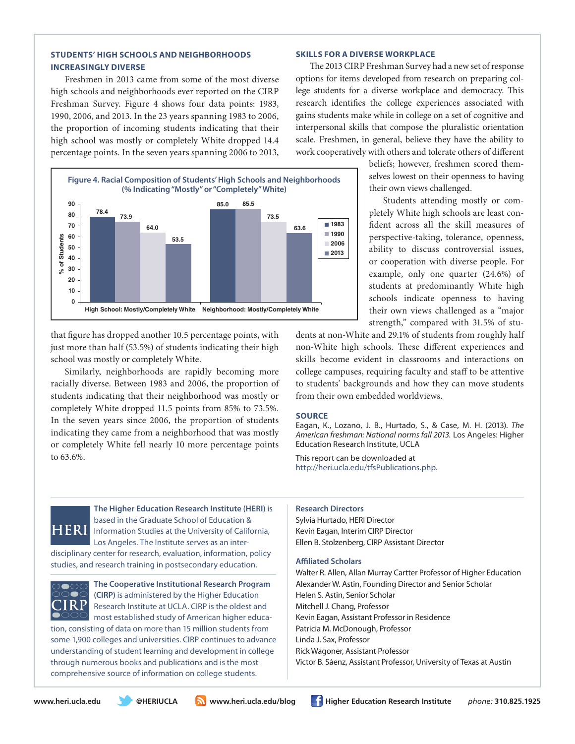## STUDENTS' HIGH SCHOOLS AND NEIGHBORHOODS INCREASINGLY DIVERSE

Freshmen in 2013 came from some of the most diverse high schools and neighborhoods ever reported on the CIRP Freshman Survey. Figure 4 shows four data points: 1983, 1990, 2006, and 2013. In the 23 years spanning 1983 to 2006, the proportion of incoming students indicating that their high school was mostly or completely White dropped 14.4 percentage points. In the seven years spanning 2006 to 2013, that figure has dropped another 10.5 percentage points, with just more than half (53.5%) of students indicating their high school was mostly or completely White.

**Figure 4. Racial Composition of Students' High Schools and Neighborhoods (% Indicating "Mostly" or "Completely" White)**

% of Students

90
80
70
60
50
40
30
20
10
0

78.4
73.9
64.0
53.5
85.0
85.5
73.5
63.6

High School: Mostly/Completely White
Neighborhood: Mostly/Completely White

1983
1990
2006
2013

Similarly, neighborhoods are rapidly becoming more racially diverse. Between 1983 and 2006, the proportion of students indicating that their neighborhood was mostly or completely White dropped 11.5 points from 85% to 73.5%. In the seven years since 2006, the proportion of students indicating they came from a neighborhood that was mostly or completely White fell nearly 10 more percentage points to 63.6%.

## SKILLS FOR A DIVERSE WORKPLACE

The 2013 CIRP Freshman Survey had a new set of response options for items developed from research on preparing college students for a diverse workplace and democracy. This research identifies the college experiences associated with gains students make while in college on a set of cognitive and interpersonal skills that compose the pluralistic orientation scale. Freshmen, in general, believe they have the ability to work cooperatively with others and tolerate others of different beliefs; however, freshmen scored themselves lowest on their openness to having their own views challenged.

Students attending mostly or completely White high schools are least confident across all the skill measures of perspective-taking, tolerance, openness, ability to discuss controversial issues, or cooperation with diverse people. For example, only one quarter (24.6%) of students at predominantly White high schools indicate openness to having their own views challenged as a "major strength," compared with 31.5% of students at non-White and 29.1% of students from roughly half non-White high schools. These different experiences and skills become evident in classrooms and interactions on college campuses, requiring faculty and staff to be attentive to students' backgrounds and how they can move students from their own embedded worldviews.

## SOURCE

Eagan, K., Lozano, J. B., Hurtado, S., & Case, M. H. (2013). *The American freshman: National norms fall 2013.* Los Angeles: Higher Education Research Institute, UCLA

This report can be downloaded at http://heri.ucla.edu/tfsPublications.php.

---

**The Higher Education Research Institute (HERI)** is based in the Graduate School of Education & Information Studies at the University of California, Los Angeles. The Institute serves as an interdisciplinary center for research, evaluation, information, policy studies, and research training in postsecondary education.

**The Cooperative Institutional Research Program (CIRP)** is administered by the Higher Education Research Institute at UCLA. CIRP is the oldest and most established study of American higher education, consisting of data on more than 15 million students from some 1,900 colleges and universities. CIRP continues to advance understanding of student learning and development in college through numerous books and publications and is the most comprehensive source of information on college students.

**Research Directors**

Sylvia Hurtado, HERI Director
Kevin Eagan, Interim CIRP Director
Ellen B. Stolzenberg, CIRP Assistant Director

**Affiliated Scholars**

Walter R. Allen, Allan Murray Cartter Professor of Higher Education
Alexander W. Astin, Founding Director and Senior Scholar
Helen S. Astin, Senior Scholar
Mitchell J. Chang, Professor
Kevin Eagan, Assistant Professor in Residence
Patricia M. McDonough, Professor
Linda J. Sax, Professor
Rick Wagoner, Assistant Professor
Victor B. Sáenz, Assistant Professor, University of Texas at Austin

www.heri.ucla.edu @HERIUCLA www.heri.ucla.edu/blog Higher Education Research Institute *phone:* 310.825.1925